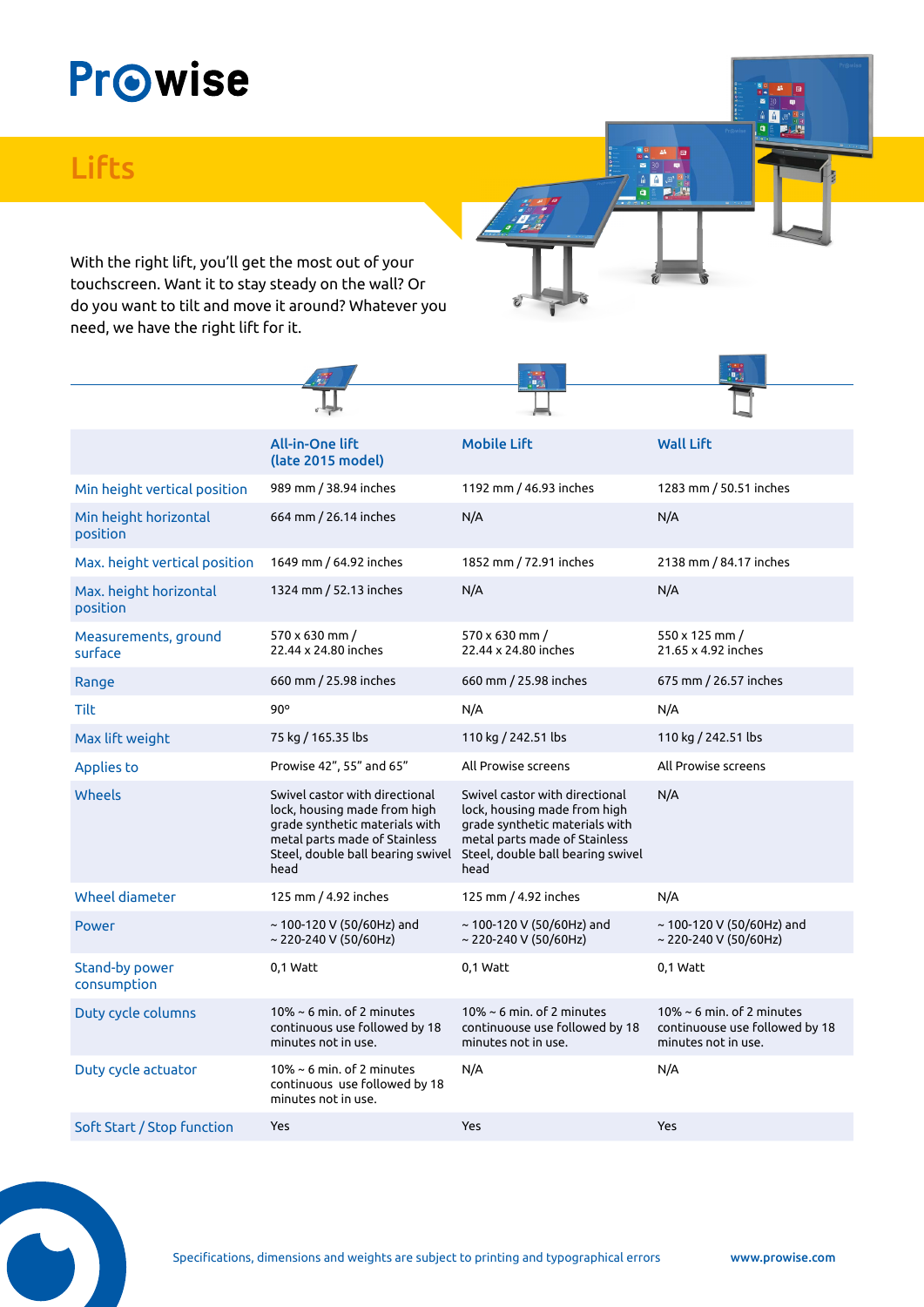# Prowise

## Lifts

With the right lift, you'll get the most out of your touchscreen. Want it to stay steady on the wall? Or do you want to tilt and move it around? Whatever you need, we have the right lift for it.

| | All-in-One lift (late 2015 model) | Mobile Lift | Wall Lift |
|---|---|---|---|
| Min height vertical position | 989 mm / 38.94 inches | 1192 mm / 46.93 inches | 1283 mm / 50.51 inches |
| Min height horizontal position | 664 mm / 26.14 inches | N/A | N/A |
| Max. height vertical position | 1649 mm / 64.92 inches | 1852 mm / 72.91 inches | 2138 mm / 84.17 inches |
| Max. height horizontal position | 1324 mm / 52.13 inches | N/A | N/A |
| Measurements, ground surface | 570 x 630 mm / 22.44 x 24.80 inches | 570 x 630 mm / 22.44 x 24.80 inches | 550 x 125 mm / 21.65 x 4.92 inches |
| Range | 660 mm / 25.98 inches | 660 mm / 25.98 inches | 675 mm / 26.57 inches |
| Tilt | 90° | N/A | N/A |
| Max lift weight | 75 kg / 165.35 lbs | 110 kg / 242.51 lbs | 110 kg / 242.51 lbs |
| Applies to | Prowise 42", 55" and 65" | All Prowise screens | All Prowise screens |
| Wheels | Swivel castor with directional lock, housing made from high grade synthetic materials with metal parts made of Stainless Steel, double ball bearing swivel head | Swivel castor with directional lock, housing made from high grade synthetic materials with metal parts made of Stainless Steel, double ball bearing swivel head | N/A |
| Wheel diameter | 125 mm / 4.92 inches | 125 mm / 4.92 inches | N/A |
| Power | ~ 100-120 V (50/60Hz) and ~ 220-240 V (50/60Hz) | ~ 100-120 V (50/60Hz) and ~ 220-240 V (50/60Hz) | ~ 100-120 V (50/60Hz) and ~ 220-240 V (50/60Hz) |
| Stand-by power consumption | 0,1 Watt | 0,1 Watt | 0,1 Watt |
| Duty cycle columns | 10% ~ 6 min. of 2 minutes continuous use followed by 18 minutes not in use. | 10% ~ 6 min. of 2 minutes continuouse use followed by 18 minutes not in use. | 10% ~ 6 min. of 2 minutes continuouse use followed by 18 minutes not in use. |
| Duty cycle actuator | 10% ~ 6 min. of 2 minutes continuous use followed by 18 minutes not in use. | N/A | N/A |
| Soft Start / Stop function | Yes | Yes | Yes |

Specifications, dimensions and weights are subject to printing and typographical errors

www.prowise.com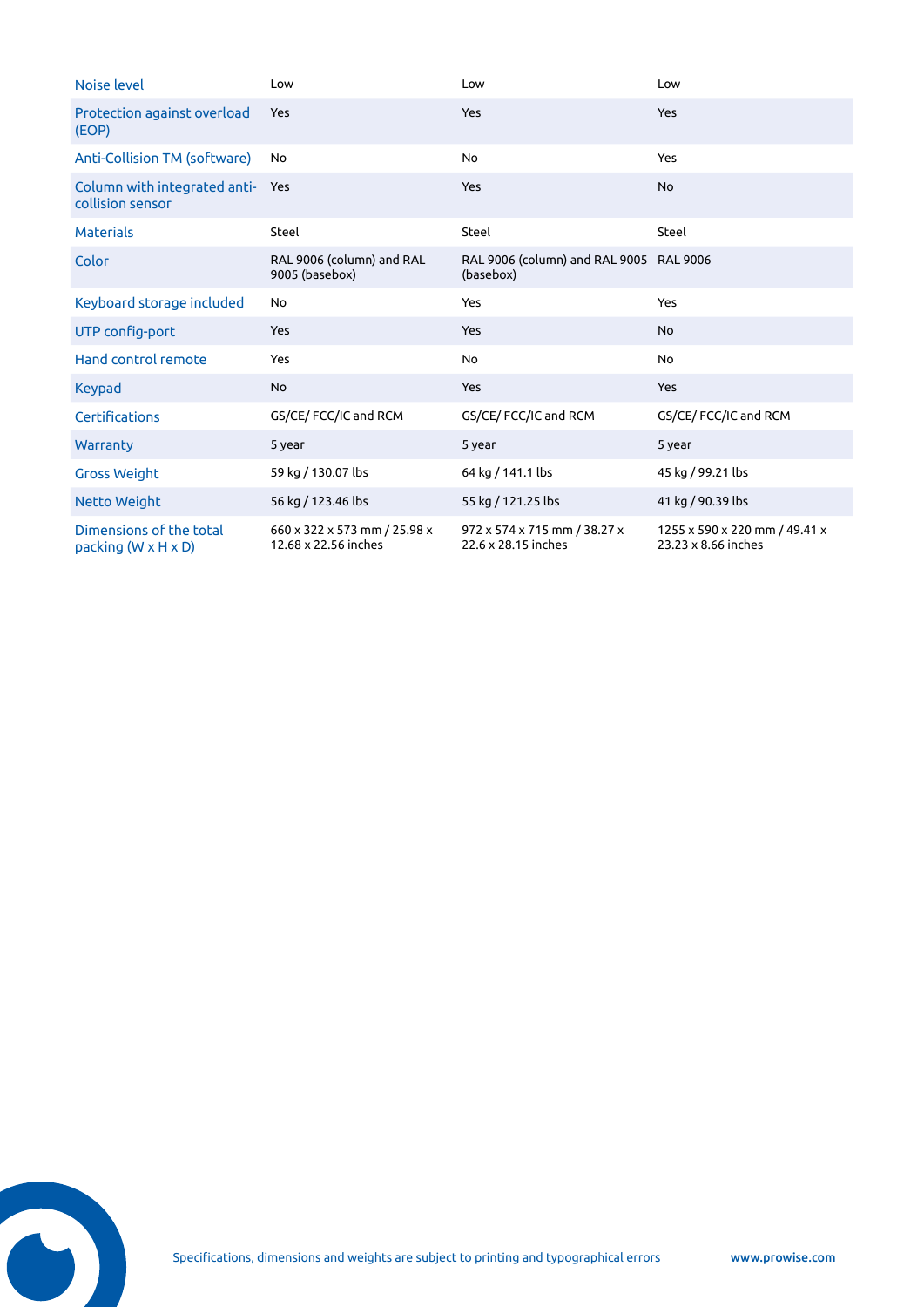| | | | |
|---|---|---|---|
| Noise level | Low | Low | Low |
| Protection against overload (EOP) | Yes | Yes | Yes |
| Anti-Collision TM (software) | No | No | Yes |
| Column with integrated anti-collision sensor | Yes | Yes | No |
| Materials | Steel | Steel | Steel |
| Color | RAL 9006 (column) and RAL 9005 (basebox) | RAL 9006 (column) and RAL 9005 (basebox) | RAL 9006 |
| Keyboard storage included | No | Yes | Yes |
| UTP config-port | Yes | Yes | No |
| Hand control remote | Yes | No | No |
| Keypad | No | Yes | Yes |
| Certifications | GS/CE/ FCC/IC and RCM | GS/CE/ FCC/IC and RCM | GS/CE/ FCC/IC and RCM |
| Warranty | 5 year | 5 year | 5 year |
| Gross Weight | 59 kg / 130.07 lbs | 64 kg / 141.1 lbs | 45 kg / 99.21 lbs |
| Netto Weight | 56 kg / 123.46 lbs | 55 kg / 121.25 lbs | 41 kg / 90.39 lbs |
| Dimensions of the total packing (W x H x D) | 660 x 322 x 573 mm / 25.98 x 12.68 x 22.56 inches | 972 x 574 x 715 mm / 38.27 x 22.6 x 28.15 inches | 1255 x 590 x 220 mm / 49.41 x 23.23 x 8.66 inches |

Specifications, dimensions and weights are subject to printing and typographical errors

www.prowise.com